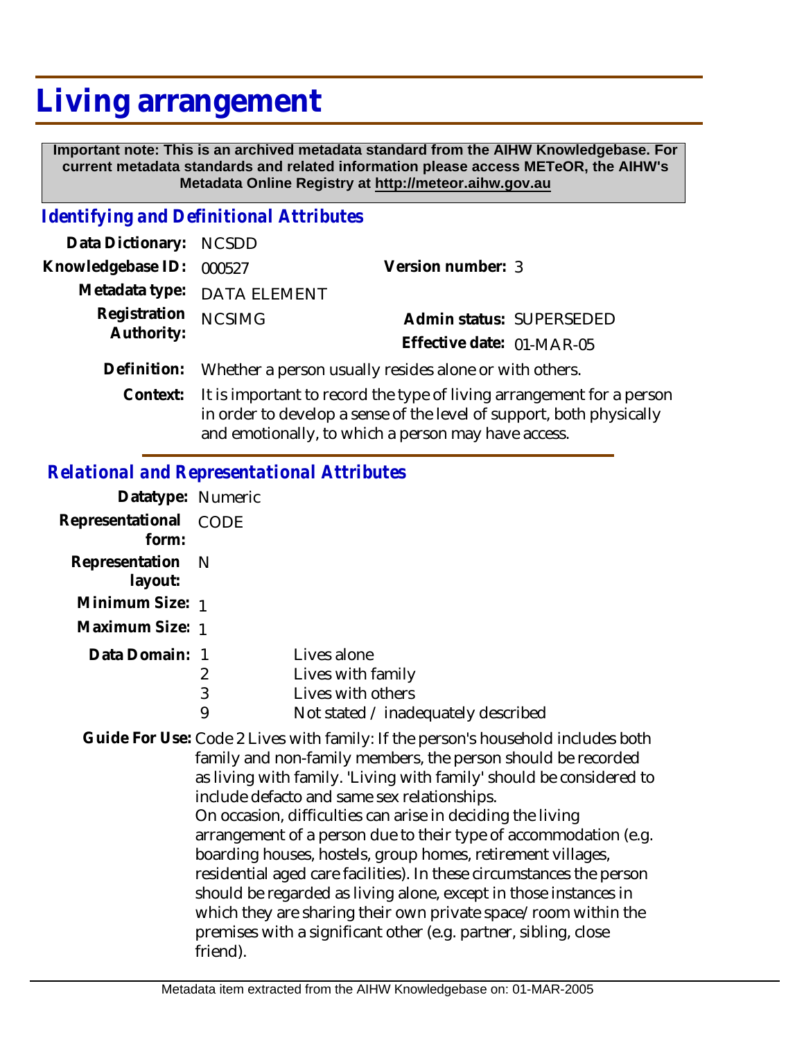# Living arrangement

**Important note: This is an archived metadata standard from the AIHW Knowledgebase. For current metadata standards and related information please access METeOR, the AIHW's Metadata Online Registry at http://meteor.aihw.gov.au**

## *Identifying and Definitional Attributes*

**Data Dictionary:** NCSDD

**Knowledgebase ID:** 000527

**Version number:** 3

**Metadata type:** DATA ELEMENT

**Registration Authority:** NCSIMG

**Admin status:** SUPERSEDED

**Effective date:** 01-MAR-05

**Definition:** Whether a person usually resides alone or with others.

**Context:** It is important to record the type of living arrangement for a person in order to develop a sense of the level of support, both physically and emotionally, to which a person may have access.

## *Relational and Representational Attributes*

**Datatype:** Numeric

**Representational form:** CODE

**Representation layout:** N

**Minimum Size:** 1

**Maximum Size:** 1

**Data Domain:**

| Code | Description |
|---|---|
| 1 | Lives alone |
| 2 | Lives with family |
| 3 | Lives with others |
| 9 | Not stated / inadequately described |

**Guide For Use:** Code 2 Lives with family: If the person's household includes both family and non-family members, the person should be recorded as living with family. 'Living with family' should be considered to include defacto and same sex relationships.
On occasion, difficulties can arise in deciding the living arrangement of a person due to their type of accommodation (e.g. boarding houses, hostels, group homes, retirement villages, residential aged care facilities). In these circumstances the person should be regarded as living alone, except in those instances in which they are sharing their own private space/room within the premises with a significant other (e.g. partner, sibling, close friend).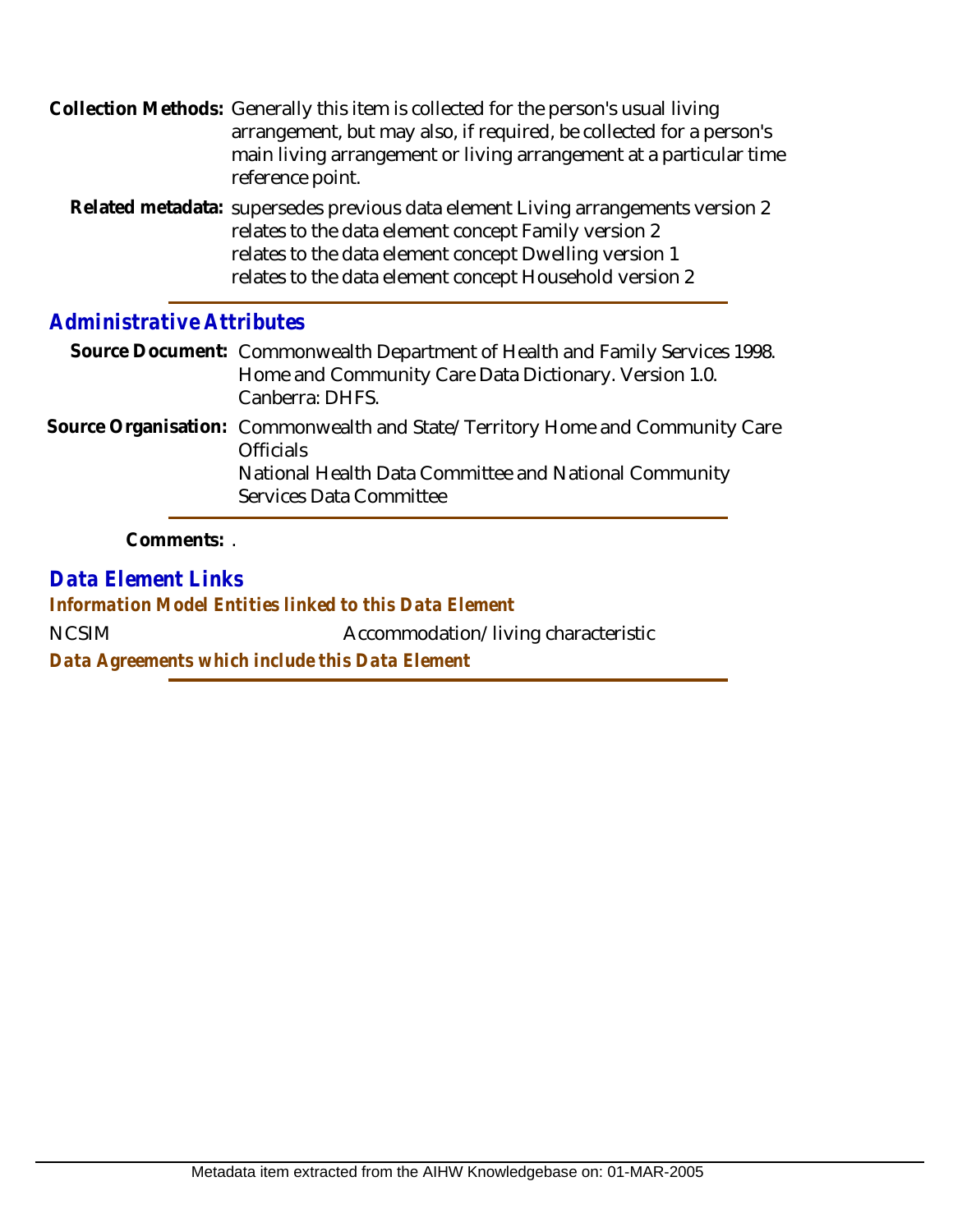**Collection Methods:** Generally this item is collected for the person's usual living arrangement, but may also, if required, be collected for a person's main living arrangement or living arrangement at a particular time reference point.

**Related metadata:** supersedes previous data element Living arrangements version 2
relates to the data element concept Family version 2
relates to the data element concept Dwelling version 1
relates to the data element concept Household version 2

## Administrative Attributes

**Source Document:** Commonwealth Department of Health and Family Services 1998. Home and Community Care Data Dictionary. Version 1.0. Canberra: DHFS.

**Source Organisation:** Commonwealth and State/Territory Home and Community Care Officials
National Health Data Committee and National Community Services Data Committee

**Comments:** .

## Data Element Links

### Information Model Entities linked to this Data Element

| | |
|---|---|
| NCSIM | Accommodation/living characteristic |

### Data Agreements which include this Data Element